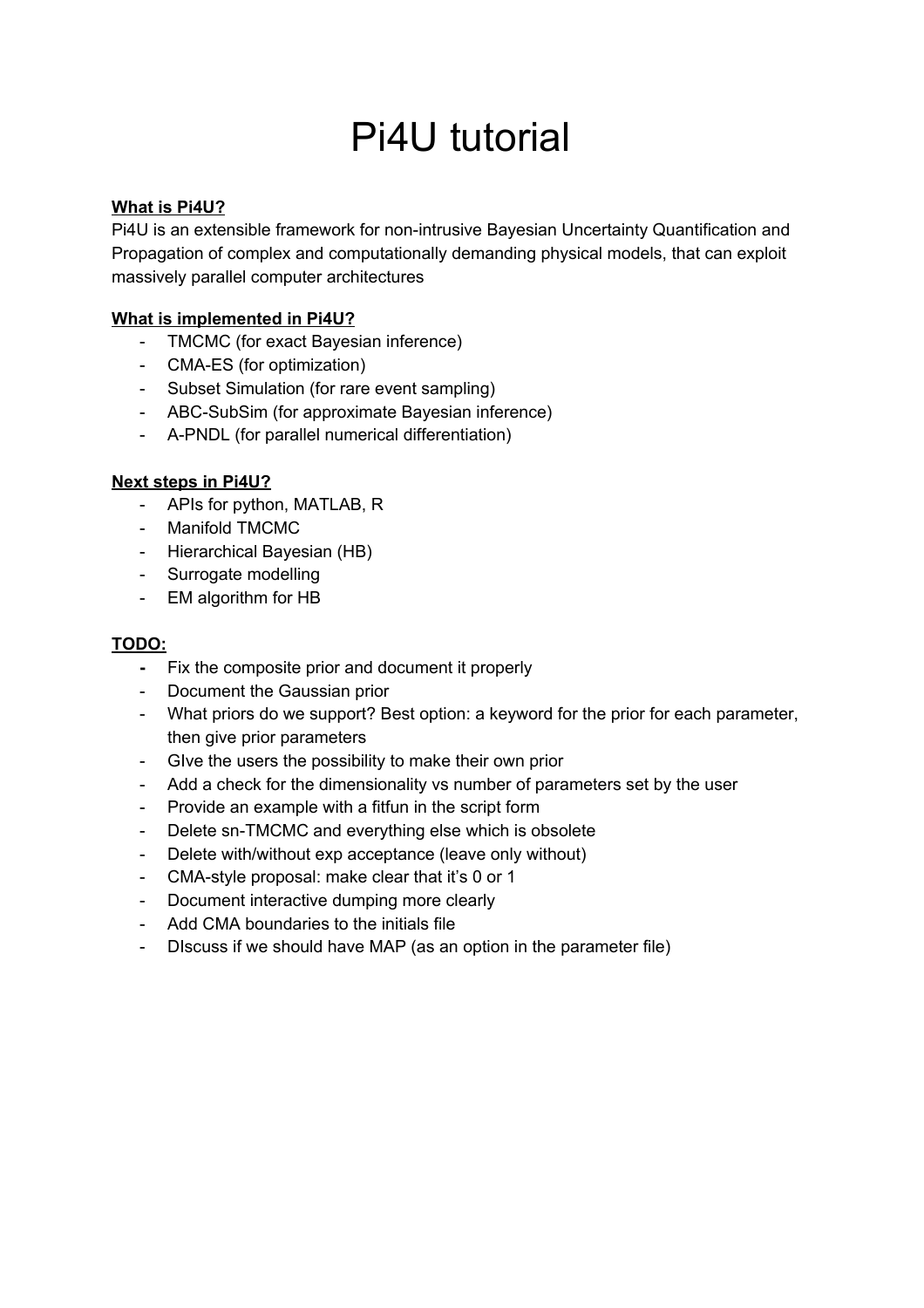# Pi4U tutorial

**What is Pi4U?**

Pi4U is an extensible framework for non-intrusive Bayesian Uncertainty Quantification and Propagation of complex and computationally demanding physical models, that can exploit massively parallel computer architectures

**What is implemented in Pi4U?**

- TMCMC (for exact Bayesian inference)
- CMA-ES (for optimization)
- Subset Simulation (for rare event sampling)
- ABC-SubSim (for approximate Bayesian inference)
- A-PNDL (for parallel numerical differentiation)

**Next steps in Pi4U?**

- APIs for python, MATLAB, R
- Manifold TMCMC
- Hierarchical Bayesian (HB)
- Surrogate modelling
- EM algorithm for HB

**TODO:**

- Fix the composite prior and document it properly
- Document the Gaussian prior
- What priors do we support? Best option: a keyword for the prior for each parameter, then give prior parameters
- GIve the users the possibility to make their own prior
- Add a check for the dimensionality vs number of parameters set by the user
- Provide an example with a fitfun in the script form
- Delete sn-TMCMC and everything else which is obsolete
- Delete with/without exp acceptance (leave only without)
- CMA-style proposal: make clear that it's 0 or 1
- Document interactive dumping more clearly
- Add CMA boundaries to the initials file
- DIscuss if we should have MAP (as an option in the parameter file)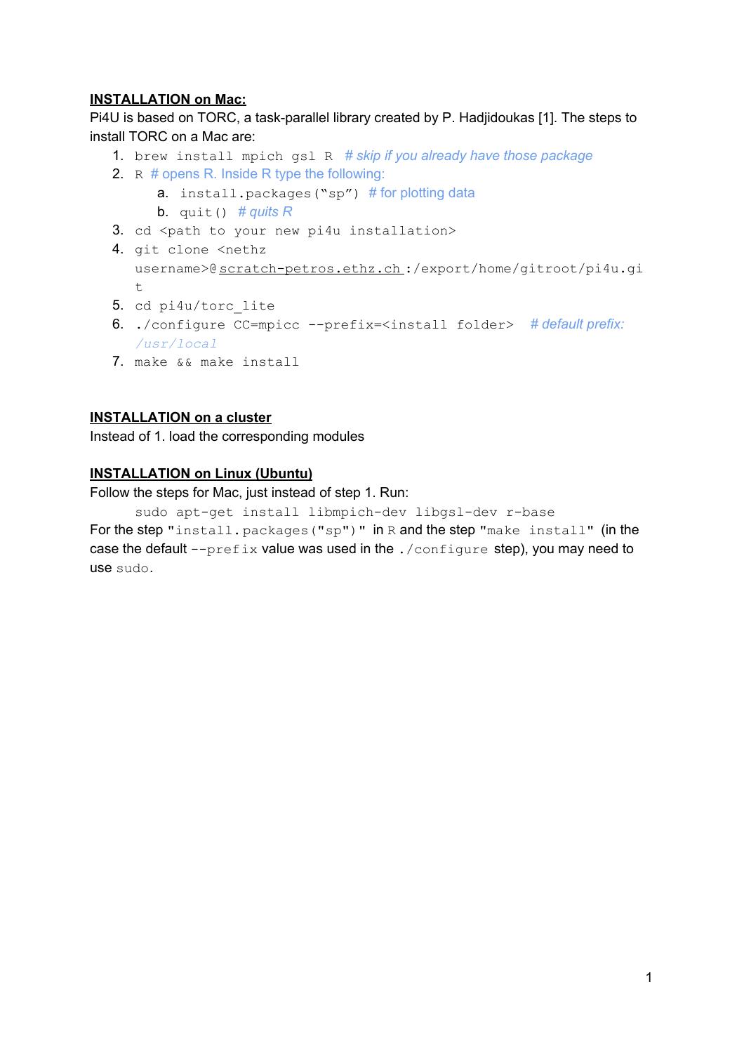**INSTALLATION on Mac:**

Pi4U is based on TORC, a task-parallel library created by P. Hadjidoukas [1]. The steps to install TORC on a Mac are:

1. `brew install mpich gsl R` *# skip if you already have those package*
2. `R` # opens R. Inside R type the following:
   a. `install.packages("sp")` # for plotting data
   b. `quit()` *# quits R*
3. `cd <path to your new pi4u installation>`
4. `git clone <nethz username>@scratch-petros.ethz.ch:/export/home/gitroot/pi4u.git`
5. `cd pi4u/torc_lite`
6. `./configure CC=mpicc --prefix=<install folder>` *# default prefix: /usr/local*
7. `make && make install`

**INSTALLATION on a cluster**

Instead of 1. load the corresponding modules

**INSTALLATION on Linux (Ubuntu)**

Follow the steps for Mac, just instead of step 1. Run:

```
sudo apt-get install libmpich-dev libgsl-dev r-base
```

For the step "`install.packages("sp")`" in `R` and the step "`make install`" (in the case the default `--prefix` value was used in the `./configure` step), you may need to use `sudo`.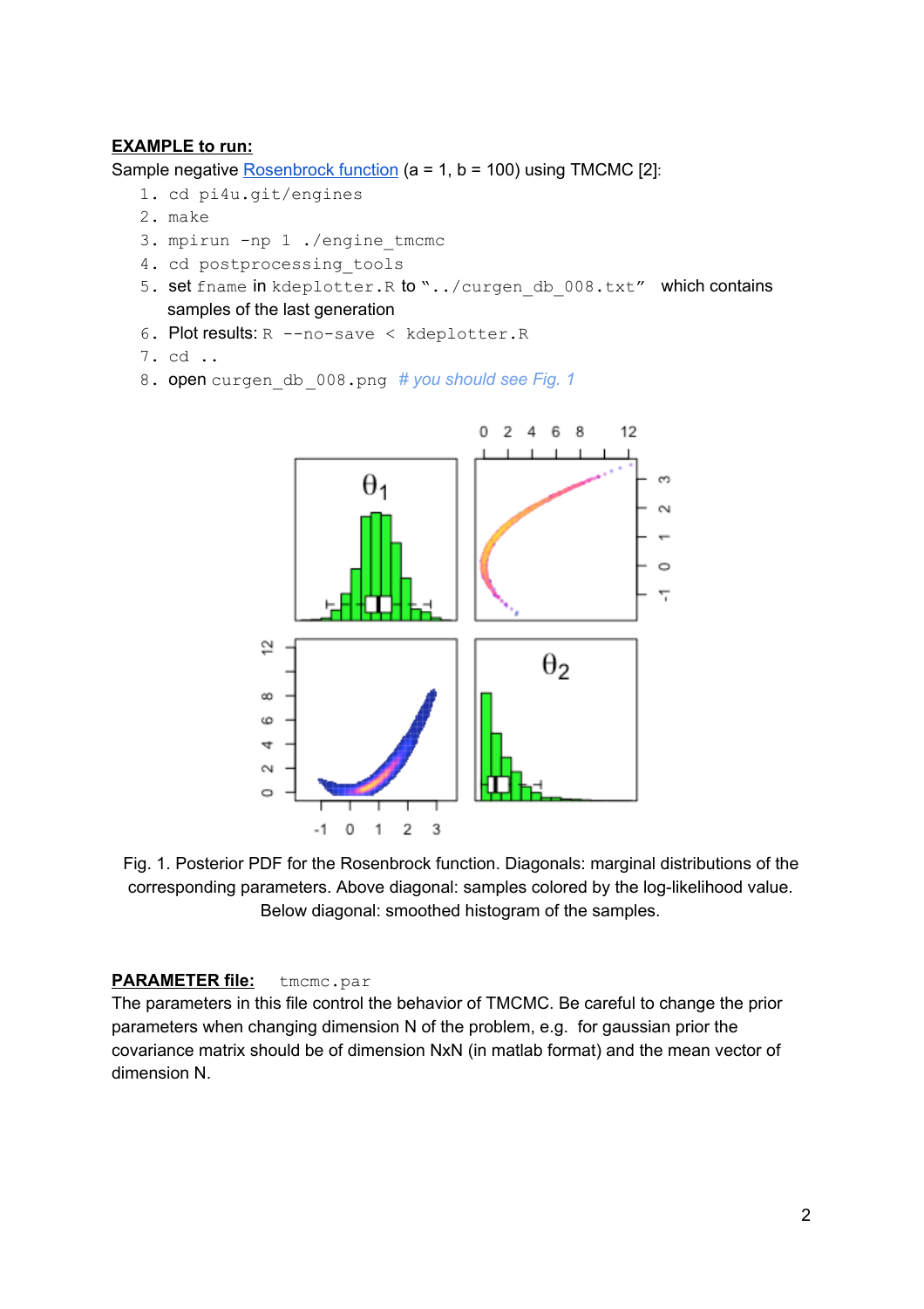**EXAMPLE to run:**

Sample negative Rosenbrock function (a = 1, b = 100) using TMCMC [2]:

1. `cd pi4u.git/engines`
2. `make`
3. `mpirun -np 1 ./engine_tmcmc`
4. `cd postprocessing_tools`
5. set `fname` in `kdeplotter.R` to "`../curgen_db_008.txt`" which contains samples of the last generation
6. Plot results: `R --no-save < kdeplotter.R`
7. `cd ..`
8. open `curgen_db_008.png` *# you should see Fig. 1*

Fig. 1. Posterior PDF for the Rosenbrock function. Diagonals: marginal distributions of the corresponding parameters. Above diagonal: samples colored by the log-likelihood value. Below diagonal: smoothed histogram of the samples.

**PARAMETER file:** `tmcmc.par`

The parameters in this file control the behavior of TMCMC. Be careful to change the prior parameters when changing dimension N of the problem, e.g. for gaussian prior the covariance matrix should be of dimension NxN (in matlab format) and the mean vector of dimension N.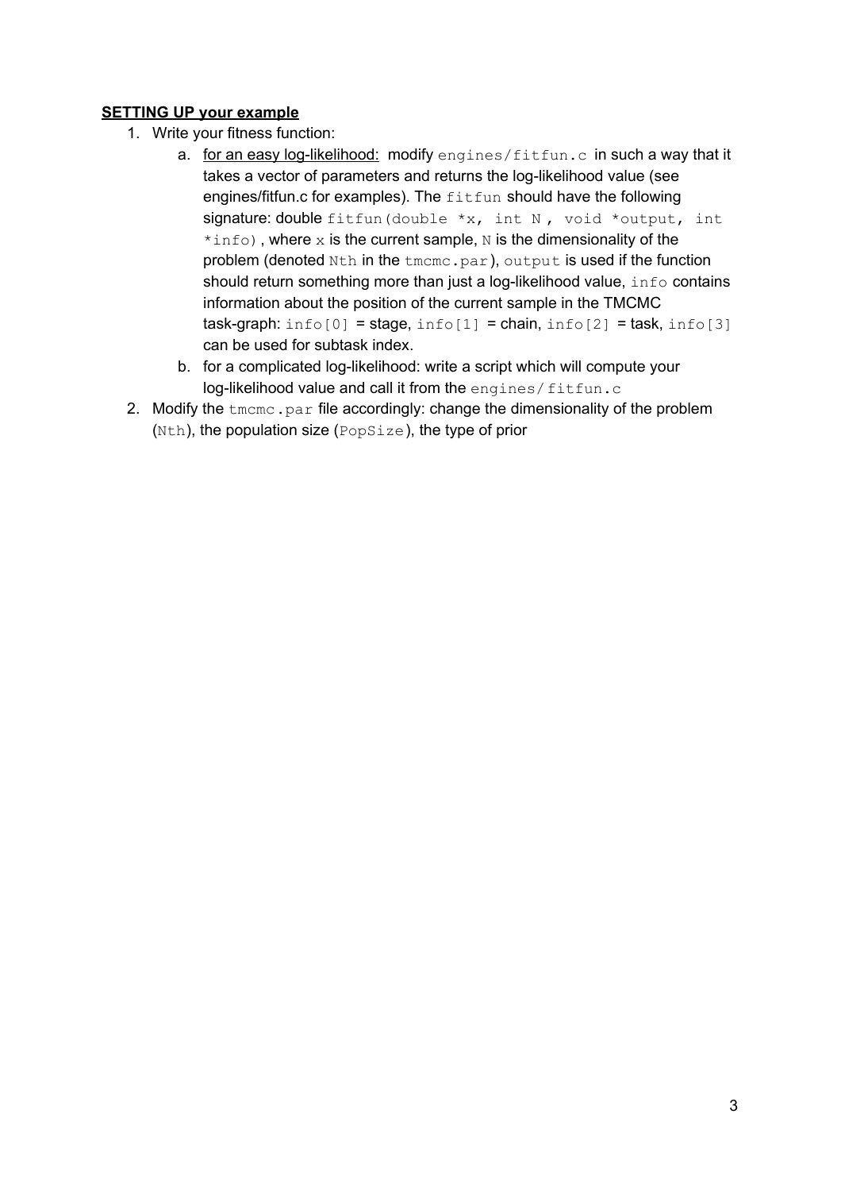**SETTING UP your example**

1. Write your fitness function:
   a. for an easy log-likelihood: modify `engines/fitfun.c` in such a way that it takes a vector of parameters and returns the log-likelihood value (see engines/fitfun.c for examples). The `fitfun` should have the following signature: double `fitfun(double *x, int N , void *output, int *info)`, where `x` is the current sample, `N` is the dimensionality of the problem (denoted `Nth` in the `tmcmc.par`), `output` is used if the function should return something more than just a log-likelihood value, `info` contains information about the position of the current sample in the TMCMC task-graph: `info[0]` = stage, `info[1]` = chain, `info[2]` = task, `info[3]` can be used for subtask index.
   b. for a complicated log-likelihood: write a script which will compute your log-likelihood value and call it from the `engines/ fitfun.c`
2. Modify the `tmcmc.par` file accordingly: change the dimensionality of the problem (`Nth`), the population size (`PopSize`), the type of prior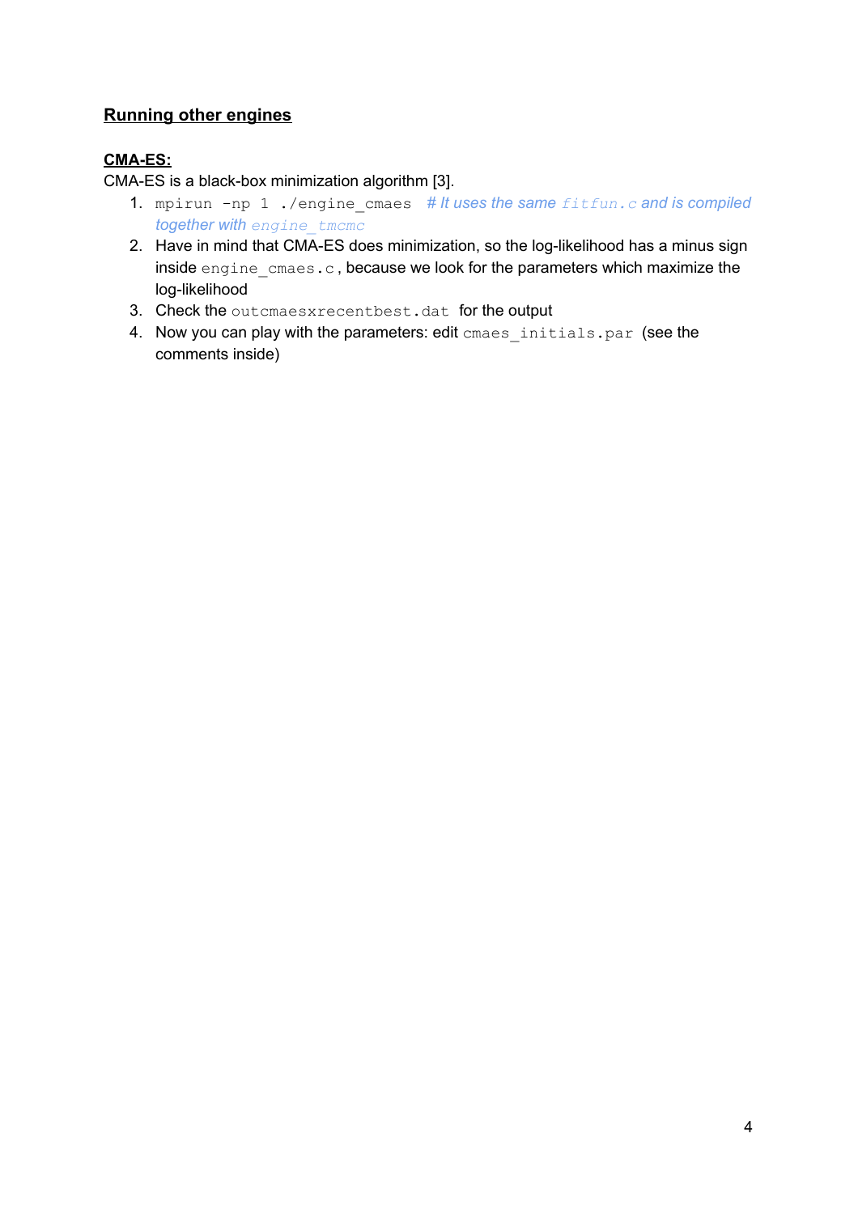## Running other engines

### CMA-ES:

CMA-ES is a black-box minimization algorithm [3].

1. `mpirun -np 1 ./engine_cmaes` *# It uses the same `fitfun.c` and is compiled together with `engine_tmcmc`*
2. Have in mind that CMA-ES does minimization, so the log-likelihood has a minus sign inside `engine_cmaes.c`, because we look for the parameters which maximize the log-likelihood
3. Check the `outcmaesxrecentbest.dat` for the output
4. Now you can play with the parameters: edit `cmaes_initials.par` (see the comments inside)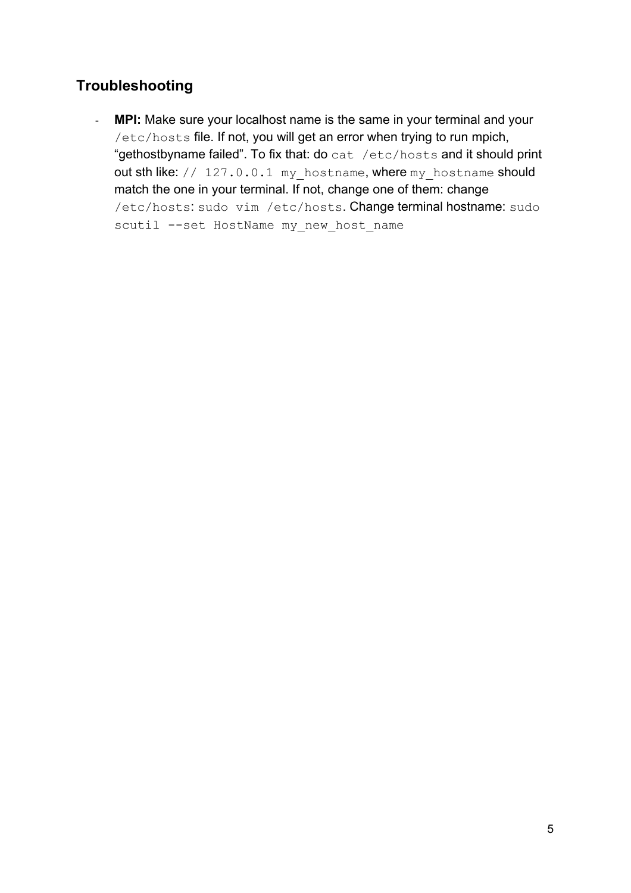## Troubleshooting

- **MPI:** Make sure your localhost name is the same in your terminal and your `/etc/hosts` file. If not, you will get an error when trying to run mpich, “gethostbyname failed”. To fix that: do `cat /etc/hosts` and it should print out sth like: `// 127.0.0.1 my_hostname`, where `my_hostname` should match the one in your terminal. If not, change one of them: change `/etc/hosts`: `sudo vim /etc/hosts`. Change terminal hostname: `sudo scutil --set HostName my_new_host_name`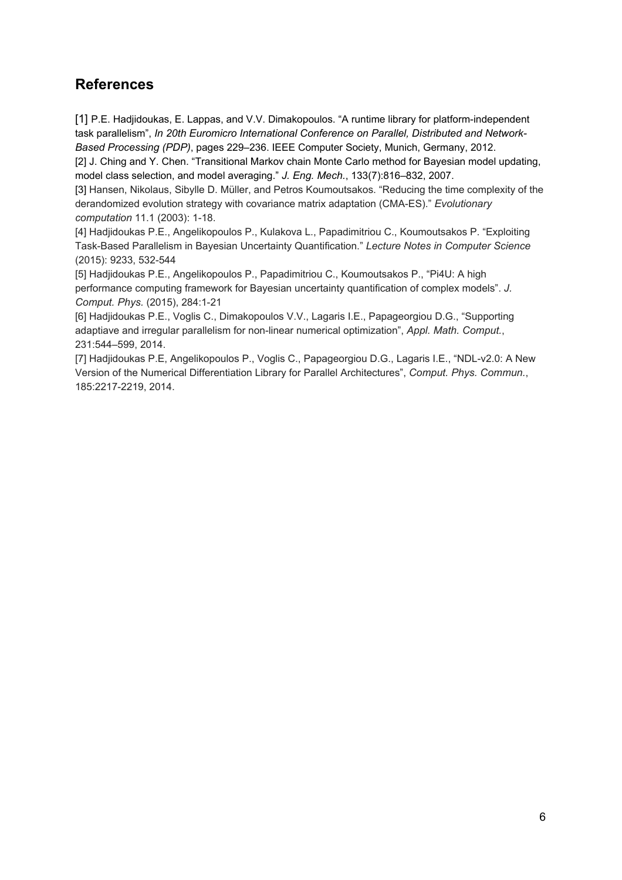## References

[1] P.E. Hadjidoukas, E. Lappas, and V.V. Dimakopoulos. “A runtime library for platform-independent task parallelism”, *In 20th Euromicro International Conference on Parallel, Distributed and Network-Based Processing (PDP)*, pages 229–236. IEEE Computer Society, Munich, Germany, 2012.

[2] J. Ching and Y. Chen. “Transitional Markov chain Monte Carlo method for Bayesian model updating, model class selection, and model averaging.” *J. Eng. Mech.*, 133(7):816–832, 2007.

[3] Hansen, Nikolaus, Sibylle D. Müller, and Petros Koumoutsakos. “Reducing the time complexity of the derandomized evolution strategy with covariance matrix adaptation (CMA-ES).” *Evolutionary computation* 11.1 (2003): 1-18.

[4] Hadjidoukas P.E., Angelikopoulos P., Kulakova L., Papadimitriou C., Koumoutsakos P. “Exploiting Task-Based Parallelism in Bayesian Uncertainty Quantification.” *Lecture Notes in Computer Science* (2015): 9233, 532-544

[5] Hadjidoukas P.E., Angelikopoulos P., Papadimitriou C., Koumoutsakos P., “Pi4U: A high performance computing framework for Bayesian uncertainty quantification of complex models”. *J. Comput. Phys.* (2015), 284:1-21

[6] Hadjidoukas P.E., Voglis C., Dimakopoulos V.V., Lagaris I.E., Papageorgiou D.G., “Supporting adaptiave and irregular parallelism for non-linear numerical optimization”, *Appl. Math. Comput.*, 231:544–599, 2014.

[7] Hadjidoukas P.E, Angelikopoulos P., Voglis C., Papageorgiou D.G., Lagaris I.E., “NDL-v2.0: A New Version of the Numerical Differentiation Library for Parallel Architectures”, *Comput. Phys. Commun.*, 185:2217-2219, 2014.